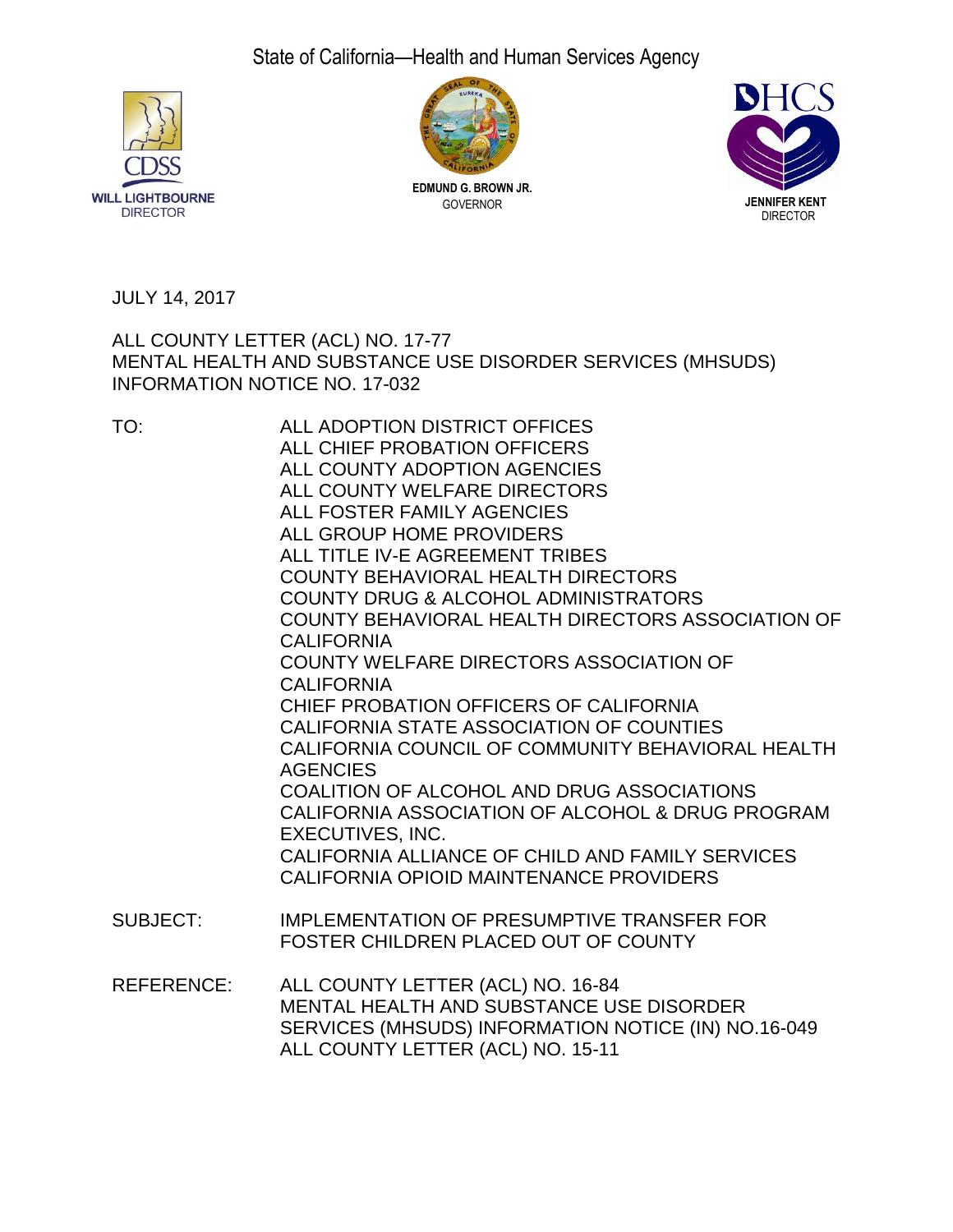State of California—Health and Human Services Agency

CDSS
WILL LIGHTBOURNE
DIRECTOR

EDMUND G. BROWN JR.
GOVERNOR

DHCS
JENNIFER KENT
DIRECTOR

JULY 14, 2017

ALL COUNTY LETTER (ACL) NO. 17-77
MENTAL HEALTH AND SUBSTANCE USE DISORDER SERVICES (MHSUDS)
INFORMATION NOTICE NO. 17-032

TO:
ALL ADOPTION DISTRICT OFFICES
ALL CHIEF PROBATION OFFICERS
ALL COUNTY ADOPTION AGENCIES
ALL COUNTY WELFARE DIRECTORS
ALL FOSTER FAMILY AGENCIES
ALL GROUP HOME PROVIDERS
ALL TITLE IV-E AGREEMENT TRIBES
COUNTY BEHAVIORAL HEALTH DIRECTORS
COUNTY DRUG & ALCOHOL ADMINISTRATORS
COUNTY BEHAVIORAL HEALTH DIRECTORS ASSOCIATION OF CALIFORNIA
COUNTY WELFARE DIRECTORS ASSOCIATION OF CALIFORNIA
CHIEF PROBATION OFFICERS OF CALIFORNIA
CALIFORNIA STATE ASSOCIATION OF COUNTIES
CALIFORNIA COUNCIL OF COMMUNITY BEHAVIORAL HEALTH AGENCIES
COALITION OF ALCOHOL AND DRUG ASSOCIATIONS
CALIFORNIA ASSOCIATION OF ALCOHOL & DRUG PROGRAM EXECUTIVES, INC.
CALIFORNIA ALLIANCE OF CHILD AND FAMILY SERVICES
CALIFORNIA OPIOID MAINTENANCE PROVIDERS

SUBJECT:
IMPLEMENTATION OF PRESUMPTIVE TRANSFER FOR FOSTER CHILDREN PLACED OUT OF COUNTY

REFERENCE:
ALL COUNTY LETTER (ACL) NO. 16-84
MENTAL HEALTH AND SUBSTANCE USE DISORDER SERVICES (MHSUDS) INFORMATION NOTICE (IN) NO.16-049
ALL COUNTY LETTER (ACL) NO. 15-11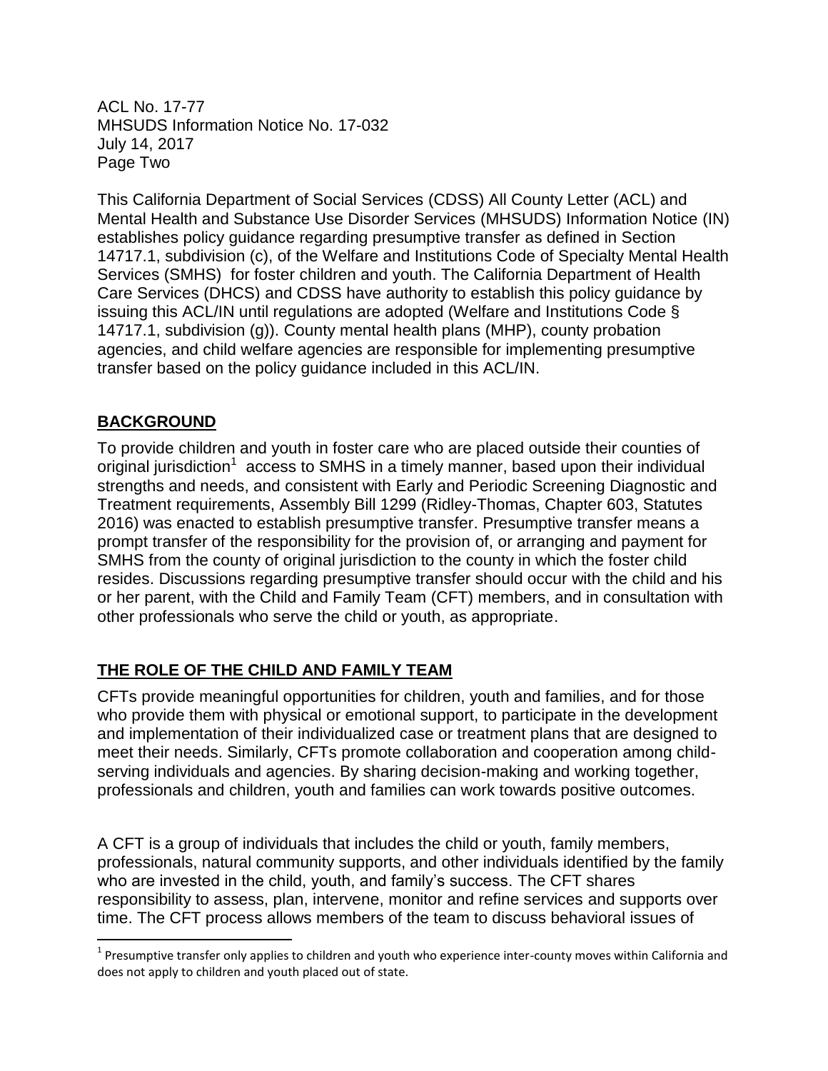This California Department of Social Services (CDSS) All County Letter (ACL) and Mental Health and Substance Use Disorder Services (MHSUDS) Information Notice (IN) establishes policy guidance regarding presumptive transfer as defined in Section 14717.1, subdivision (c), of the Welfare and Institutions Code of Specialty Mental Health Services (SMHS) for foster children and youth. The California Department of Health Care Services (DHCS) and CDSS have authority to establish this policy guidance by issuing this ACL/IN until regulations are adopted (Welfare and Institutions Code § 14717.1, subdivision (g)). County mental health plans (MHP), county probation agencies, and child welfare agencies are responsible for implementing presumptive transfer based on the policy guidance included in this ACL/IN.

## BACKGROUND

To provide children and youth in foster care who are placed outside their counties of original jurisdiction[1] access to SMHS in a timely manner, based upon their individual strengths and needs, and consistent with Early and Periodic Screening Diagnostic and Treatment requirements, Assembly Bill 1299 (Ridley-Thomas, Chapter 603, Statutes 2016) was enacted to establish presumptive transfer. Presumptive transfer means a prompt transfer of the responsibility for the provision of, or arranging and payment for SMHS from the county of original jurisdiction to the county in which the foster child resides. Discussions regarding presumptive transfer should occur with the child and his or her parent, with the Child and Family Team (CFT) members, and in consultation with other professionals who serve the child or youth, as appropriate.

## THE ROLE OF THE CHILD AND FAMILY TEAM

CFTs provide meaningful opportunities for children, youth and families, and for those who provide them with physical or emotional support, to participate in the development and implementation of their individualized case or treatment plans that are designed to meet their needs. Similarly, CFTs promote collaboration and cooperation among child-serving individuals and agencies. By sharing decision-making and working together, professionals and children, youth and families can work towards positive outcomes.

A CFT is a group of individuals that includes the child or youth, family members, professionals, natural community supports, and other individuals identified by the family who are invested in the child, youth, and family's success. The CFT shares responsibility to assess, plan, intervene, monitor and refine services and supports over time. The CFT process allows members of the team to discuss behavioral issues of

[1] Presumptive transfer only applies to children and youth who experience inter-county moves within California and does not apply to children and youth placed out of state.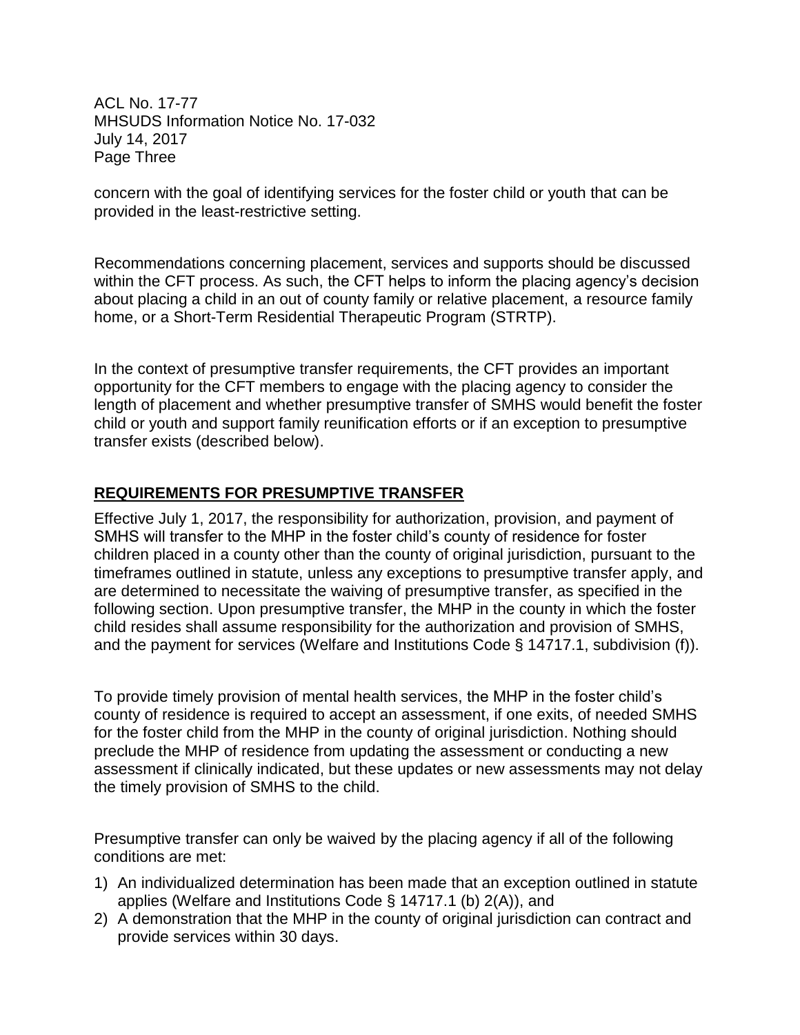concern with the goal of identifying services for the foster child or youth that can be provided in the least-restrictive setting.

Recommendations concerning placement, services and supports should be discussed within the CFT process. As such, the CFT helps to inform the placing agency's decision about placing a child in an out of county family or relative placement, a resource family home, or a Short-Term Residential Therapeutic Program (STRTP).

In the context of presumptive transfer requirements, the CFT provides an important opportunity for the CFT members to engage with the placing agency to consider the length of placement and whether presumptive transfer of SMHS would benefit the foster child or youth and support family reunification efforts or if an exception to presumptive transfer exists (described below).

## REQUIREMENTS FOR PRESUMPTIVE TRANSFER

Effective July 1, 2017, the responsibility for authorization, provision, and payment of SMHS will transfer to the MHP in the foster child's county of residence for foster children placed in a county other than the county of original jurisdiction, pursuant to the timeframes outlined in statute, unless any exceptions to presumptive transfer apply, and are determined to necessitate the waiving of presumptive transfer, as specified in the following section. Upon presumptive transfer, the MHP in the county in which the foster child resides shall assume responsibility for the authorization and provision of SMHS, and the payment for services (Welfare and Institutions Code § 14717.1, subdivision (f)).

To provide timely provision of mental health services, the MHP in the foster child's county of residence is required to accept an assessment, if one exits, of needed SMHS for the foster child from the MHP in the county of original jurisdiction. Nothing should preclude the MHP of residence from updating the assessment or conducting a new assessment if clinically indicated, but these updates or new assessments may not delay the timely provision of SMHS to the child.

Presumptive transfer can only be waived by the placing agency if all of the following conditions are met:

1) An individualized determination has been made that an exception outlined in statute applies (Welfare and Institutions Code § 14717.1 (b) 2(A)), and
2) A demonstration that the MHP in the county of original jurisdiction can contract and provide services within 30 days.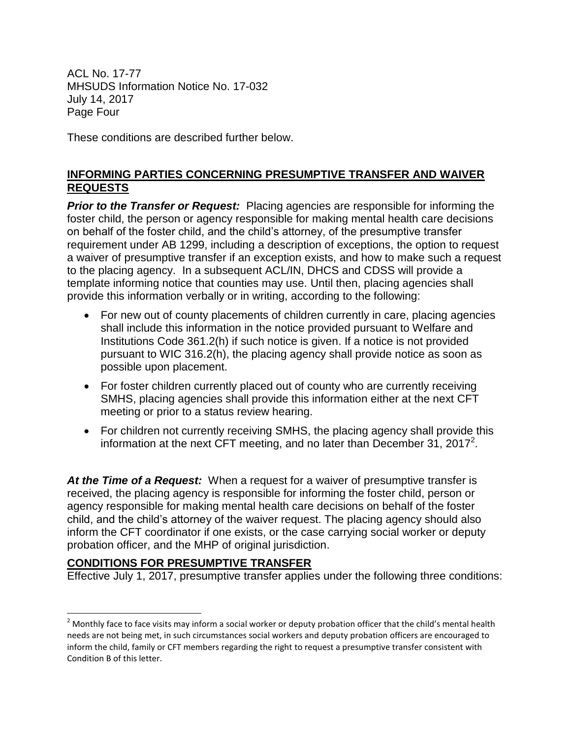These conditions are described further below.

## INFORMING PARTIES CONCERNING PRESUMPTIVE TRANSFER AND WAIVER REQUESTS

***Prior to the Transfer or Request:*** Placing agencies are responsible for informing the foster child, the person or agency responsible for making mental health care decisions on behalf of the foster child, and the child's attorney, of the presumptive transfer requirement under AB 1299, including a description of exceptions, the option to request a waiver of presumptive transfer if an exception exists, and how to make such a request to the placing agency. In a subsequent ACL/IN, DHCS and CDSS will provide a template informing notice that counties may use. Until then, placing agencies shall provide this information verbally or in writing, according to the following:

- For new out of county placements of children currently in care, placing agencies shall include this information in the notice provided pursuant to Welfare and Institutions Code 361.2(h) if such notice is given. If a notice is not provided pursuant to WIC 316.2(h), the placing agency shall provide notice as soon as possible upon placement.
- For foster children currently placed out of county who are currently receiving SMHS, placing agencies shall provide this information either at the next CFT meeting or prior to a status review hearing.
- For children not currently receiving SMHS, the placing agency shall provide this information at the next CFT meeting, and no later than December 31, 2017[2].

***At the Time of a Request:*** When a request for a waiver of presumptive transfer is received, the placing agency is responsible for informing the foster child, person or agency responsible for making mental health care decisions on behalf of the foster child, and the child's attorney of the waiver request. The placing agency should also inform the CFT coordinator if one exists, or the case carrying social worker or deputy probation officer, and the MHP of original jurisdiction.

## CONDITIONS FOR PRESUMPTIVE TRANSFER

Effective July 1, 2017, presumptive transfer applies under the following three conditions:

---

[2] Monthly face to face visits may inform a social worker or deputy probation officer that the child's mental health needs are not being met, in such circumstances social workers and deputy probation officers are encouraged to inform the child, family or CFT members regarding the right to request a presumptive transfer consistent with Condition B of this letter.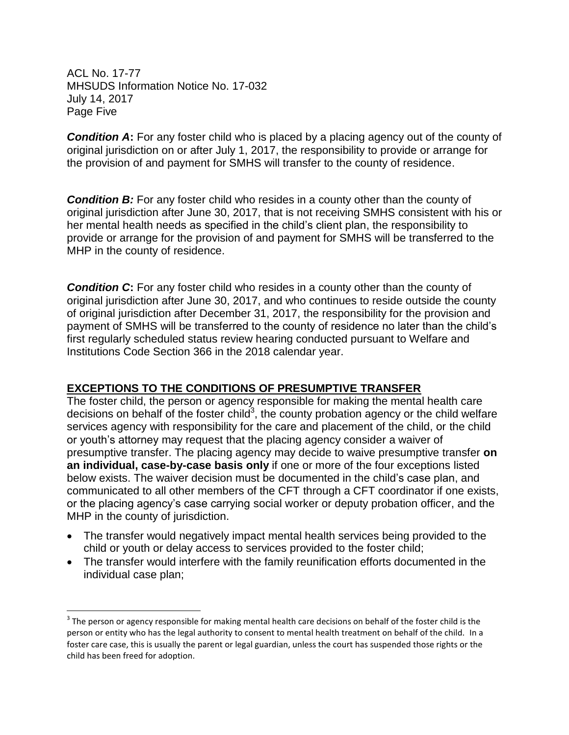***Condition A*:** For any foster child who is placed by a placing agency out of the county of original jurisdiction on or after July 1, 2017, the responsibility to provide or arrange for the provision of and payment for SMHS will transfer to the county of residence.

***Condition B:*** For any foster child who resides in a county other than the county of original jurisdiction after June 30, 2017, that is not receiving SMHS consistent with his or her mental health needs as specified in the child's client plan, the responsibility to provide or arrange for the provision of and payment for SMHS will be transferred to the MHP in the county of residence.

***Condition C*:** For any foster child who resides in a county other than the county of original jurisdiction after June 30, 2017, and who continues to reside outside the county of original jurisdiction after December 31, 2017, the responsibility for the provision and payment of SMHS will be transferred to the county of residence no later than the child's first regularly scheduled status review hearing conducted pursuant to Welfare and Institutions Code Section 366 in the 2018 calendar year.

## EXCEPTIONS TO THE CONDITIONS OF PRESUMPTIVE TRANSFER

The foster child, the person or agency responsible for making the mental health care decisions on behalf of the foster child[3], the county probation agency or the child welfare services agency with responsibility for the care and placement of the child, or the child or youth's attorney may request that the placing agency consider a waiver of presumptive transfer. The placing agency may decide to waive presumptive transfer **on an individual, case-by-case basis only** if one or more of the four exceptions listed below exists. The waiver decision must be documented in the child's case plan, and communicated to all other members of the CFT through a CFT coordinator if one exists, or the placing agency's case carrying social worker or deputy probation officer, and the MHP in the county of jurisdiction.

- The transfer would negatively impact mental health services being provided to the child or youth or delay access to services provided to the foster child;
- The transfer would interfere with the family reunification efforts documented in the individual case plan;

[3] The person or agency responsible for making mental health care decisions on behalf of the foster child is the person or entity who has the legal authority to consent to mental health treatment on behalf of the child. In a foster care case, this is usually the parent or legal guardian, unless the court has suspended those rights or the child has been freed for adoption.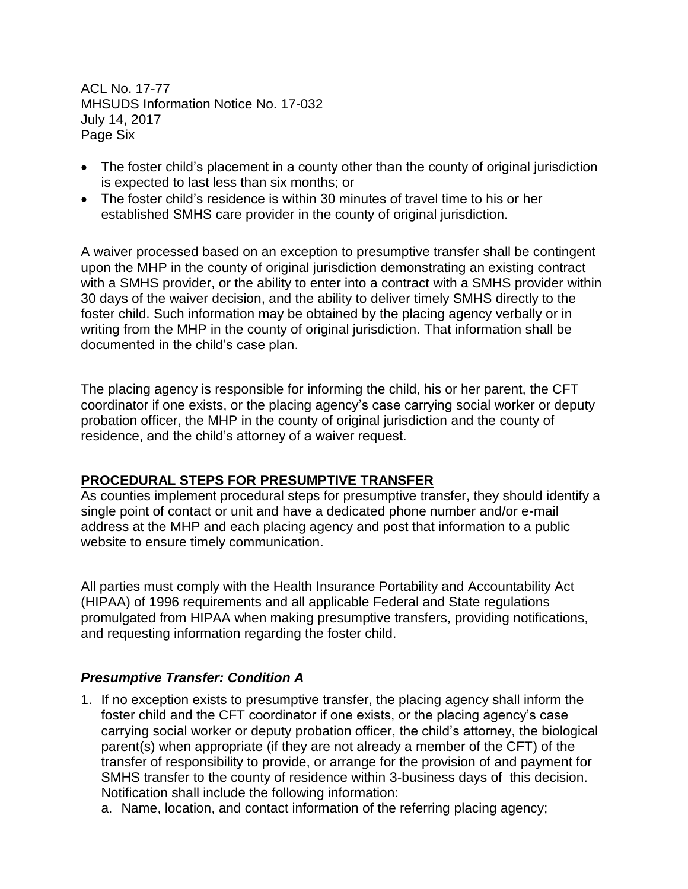- The foster child's placement in a county other than the county of original jurisdiction is expected to last less than six months; or
- The foster child's residence is within 30 minutes of travel time to his or her established SMHS care provider in the county of original jurisdiction.

A waiver processed based on an exception to presumptive transfer shall be contingent upon the MHP in the county of original jurisdiction demonstrating an existing contract with a SMHS provider, or the ability to enter into a contract with a SMHS provider within 30 days of the waiver decision, and the ability to deliver timely SMHS directly to the foster child. Such information may be obtained by the placing agency verbally or in writing from the MHP in the county of original jurisdiction. That information shall be documented in the child's case plan.

The placing agency is responsible for informing the child, his or her parent, the CFT coordinator if one exists, or the placing agency's case carrying social worker or deputy probation officer, the MHP in the county of original jurisdiction and the county of residence, and the child's attorney of a waiver request.

## PROCEDURAL STEPS FOR PRESUMPTIVE TRANSFER

As counties implement procedural steps for presumptive transfer, they should identify a single point of contact or unit and have a dedicated phone number and/or e-mail address at the MHP and each placing agency and post that information to a public website to ensure timely communication.

All parties must comply with the Health Insurance Portability and Accountability Act (HIPAA) of 1996 requirements and all applicable Federal and State regulations promulgated from HIPAA when making presumptive transfers, providing notifications, and requesting information regarding the foster child.

### *Presumptive Transfer: Condition A*

1. If no exception exists to presumptive transfer, the placing agency shall inform the foster child and the CFT coordinator if one exists, or the placing agency's case carrying social worker or deputy probation officer, the child's attorney, the biological parent(s) when appropriate (if they are not already a member of the CFT) of the transfer of responsibility to provide, or arrange for the provision of and payment for SMHS transfer to the county of residence within 3-business days of this decision. Notification shall include the following information:
   a. Name, location, and contact information of the referring placing agency;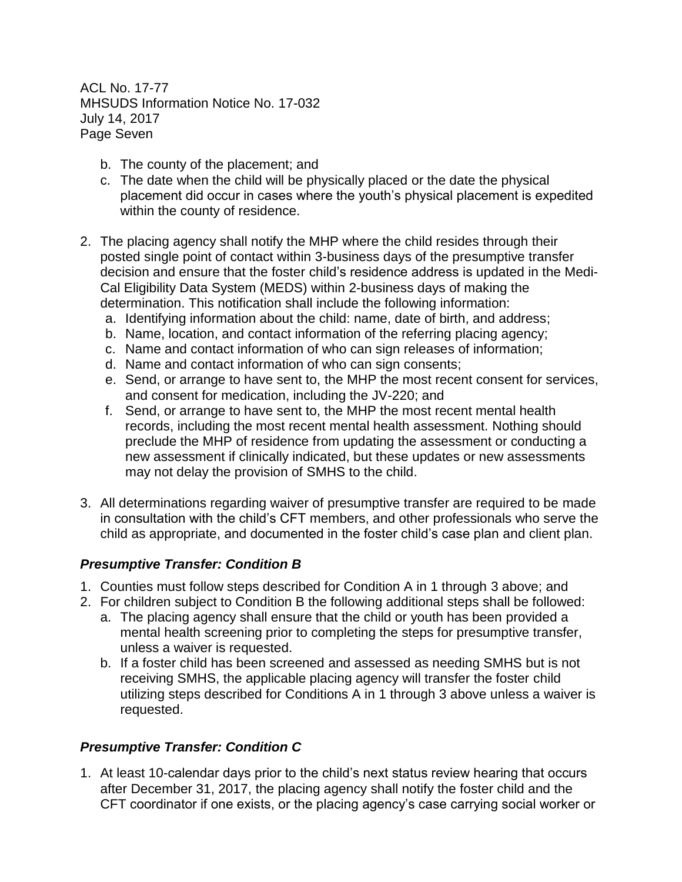b. The county of the placement; and
c. The date when the child will be physically placed or the date the physical placement did occur in cases where the youth's physical placement is expedited within the county of residence.

2. The placing agency shall notify the MHP where the child resides through their posted single point of contact within 3-business days of the presumptive transfer decision and ensure that the foster child's residence address is updated in the Medi-Cal Eligibility Data System (MEDS) within 2-business days of making the determination. This notification shall include the following information:
   a. Identifying information about the child: name, date of birth, and address;
   b. Name, location, and contact information of the referring placing agency;
   c. Name and contact information of who can sign releases of information;
   d. Name and contact information of who can sign consents;
   e. Send, or arrange to have sent to, the MHP the most recent consent for services, and consent for medication, including the JV-220; and
   f. Send, or arrange to have sent to, the MHP the most recent mental health records, including the most recent mental health assessment. Nothing should preclude the MHP of residence from updating the assessment or conducting a new assessment if clinically indicated, but these updates or new assessments may not delay the provision of SMHS to the child.

3. All determinations regarding waiver of presumptive transfer are required to be made in consultation with the child's CFT members, and other professionals who serve the child as appropriate, and documented in the foster child's case plan and client plan.

### *Presumptive Transfer: Condition B*

1. Counties must follow steps described for Condition A in 1 through 3 above; and
2. For children subject to Condition B the following additional steps shall be followed:
   a. The placing agency shall ensure that the child or youth has been provided a mental health screening prior to completing the steps for presumptive transfer, unless a waiver is requested.
   b. If a foster child has been screened and assessed as needing SMHS but is not receiving SMHS, the applicable placing agency will transfer the foster child utilizing steps described for Conditions A in 1 through 3 above unless a waiver is requested.

### *Presumptive Transfer: Condition C*

1. At least 10-calendar days prior to the child's next status review hearing that occurs after December 31, 2017, the placing agency shall notify the foster child and the CFT coordinator if one exists, or the placing agency's case carrying social worker or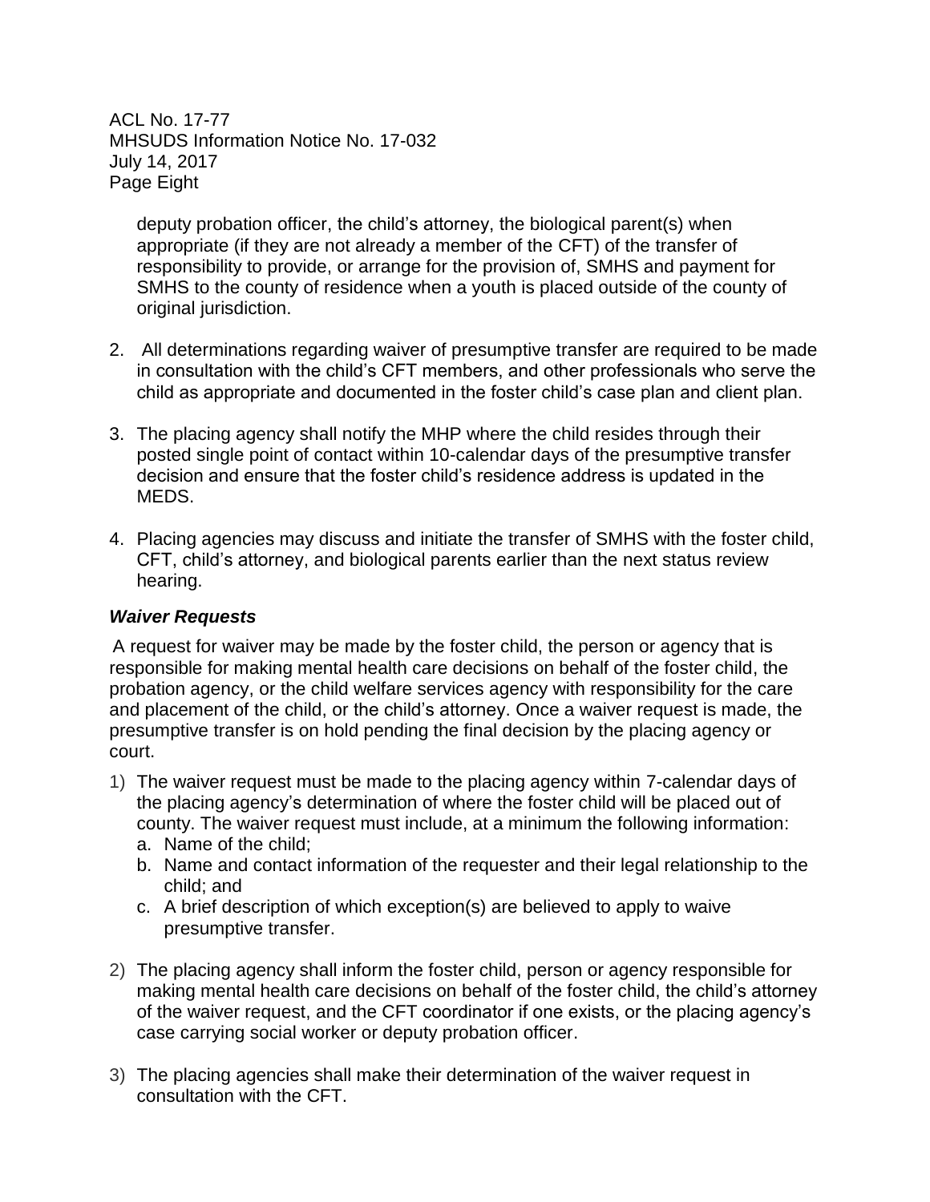deputy probation officer, the child's attorney, the biological parent(s) when appropriate (if they are not already a member of the CFT) of the transfer of responsibility to provide, or arrange for the provision of, SMHS and payment for SMHS to the county of residence when a youth is placed outside of the county of original jurisdiction.

2. All determinations regarding waiver of presumptive transfer are required to be made in consultation with the child's CFT members, and other professionals who serve the child as appropriate and documented in the foster child's case plan and client plan.

3. The placing agency shall notify the MHP where the child resides through their posted single point of contact within 10-calendar days of the presumptive transfer decision and ensure that the foster child's residence address is updated in the MEDS.

4. Placing agencies may discuss and initiate the transfer of SMHS with the foster child, CFT, child's attorney, and biological parents earlier than the next status review hearing.

***Waiver Requests***

A request for waiver may be made by the foster child, the person or agency that is responsible for making mental health care decisions on behalf of the foster child, the probation agency, or the child welfare services agency with responsibility for the care and placement of the child, or the child's attorney. Once a waiver request is made, the presumptive transfer is on hold pending the final decision by the placing agency or court.

1) The waiver request must be made to the placing agency within 7-calendar days of the placing agency's determination of where the foster child will be placed out of county. The waiver request must include, at a minimum the following information:
   a. Name of the child;
   b. Name and contact information of the requester and their legal relationship to the child; and
   c. A brief description of which exception(s) are believed to apply to waive presumptive transfer.

2) The placing agency shall inform the foster child, person or agency responsible for making mental health care decisions on behalf of the foster child, the child's attorney of the waiver request, and the CFT coordinator if one exists, or the placing agency's case carrying social worker or deputy probation officer.

3) The placing agencies shall make their determination of the waiver request in consultation with the CFT.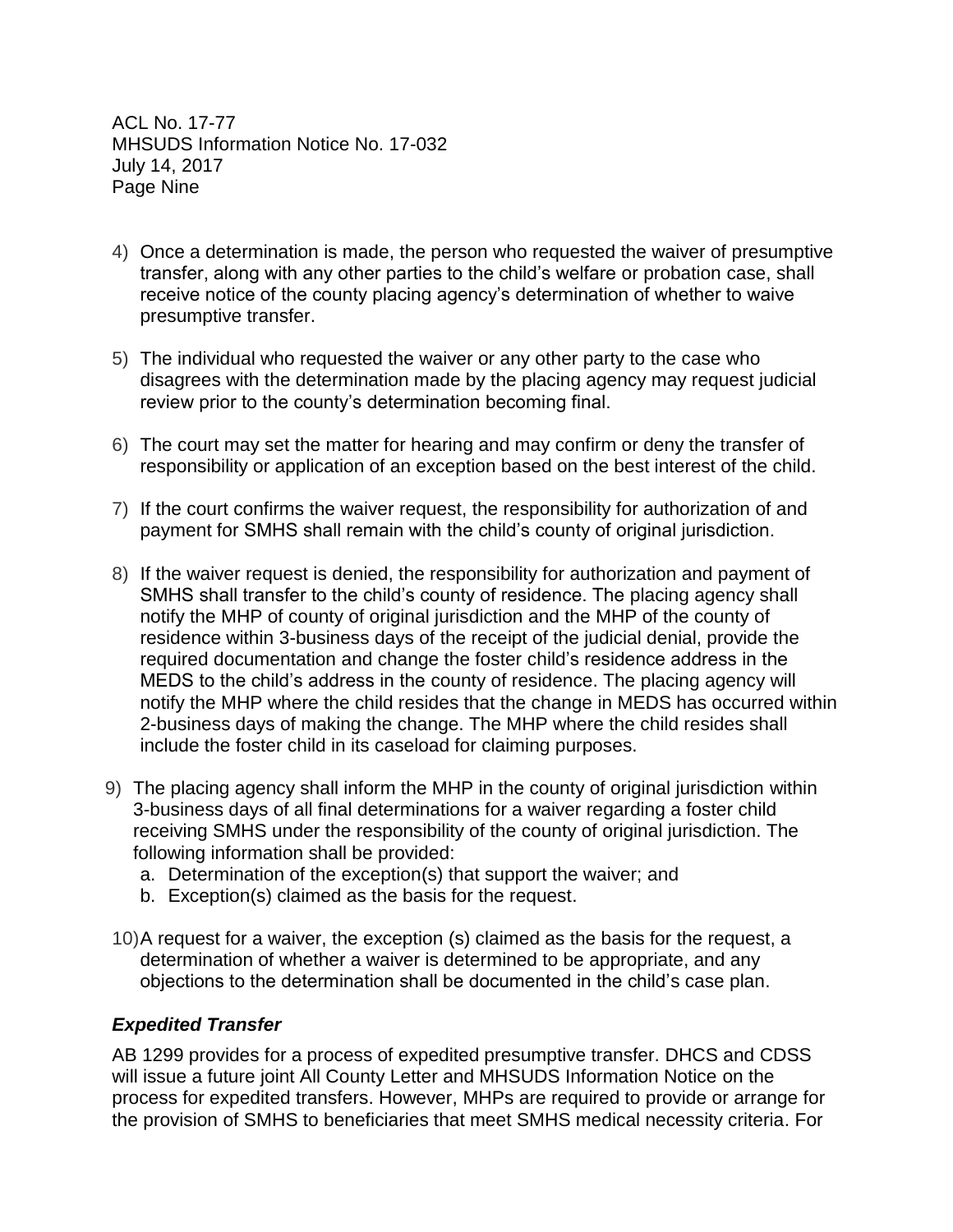4) Once a determination is made, the person who requested the waiver of presumptive transfer, along with any other parties to the child's welfare or probation case, shall receive notice of the county placing agency's determination of whether to waive presumptive transfer.

5) The individual who requested the waiver or any other party to the case who disagrees with the determination made by the placing agency may request judicial review prior to the county's determination becoming final.

6) The court may set the matter for hearing and may confirm or deny the transfer of responsibility or application of an exception based on the best interest of the child.

7) If the court confirms the waiver request, the responsibility for authorization of and payment for SMHS shall remain with the child's county of original jurisdiction.

8) If the waiver request is denied, the responsibility for authorization and payment of SMHS shall transfer to the child's county of residence. The placing agency shall notify the MHP of county of original jurisdiction and the MHP of the county of residence within 3-business days of the receipt of the judicial denial, provide the required documentation and change the foster child's residence address in the MEDS to the child's address in the county of residence. The placing agency will notify the MHP where the child resides that the change in MEDS has occurred within 2-business days of making the change. The MHP where the child resides shall include the foster child in its caseload for claiming purposes.

9) The placing agency shall inform the MHP in the county of original jurisdiction within 3-business days of all final determinations for a waiver regarding a foster child receiving SMHS under the responsibility of the county of original jurisdiction. The following information shall be provided:
   a. Determination of the exception(s) that support the waiver; and
   b. Exception(s) claimed as the basis for the request.

10) A request for a waiver, the exception (s) claimed as the basis for the request, a determination of whether a waiver is determined to be appropriate, and any objections to the determination shall be documented in the child's case plan.

***Expedited Transfer***

AB 1299 provides for a process of expedited presumptive transfer. DHCS and CDSS will issue a future joint All County Letter and MHSUDS Information Notice on the process for expedited transfers. However, MHPs are required to provide or arrange for the provision of SMHS to beneficiaries that meet SMHS medical necessity criteria. For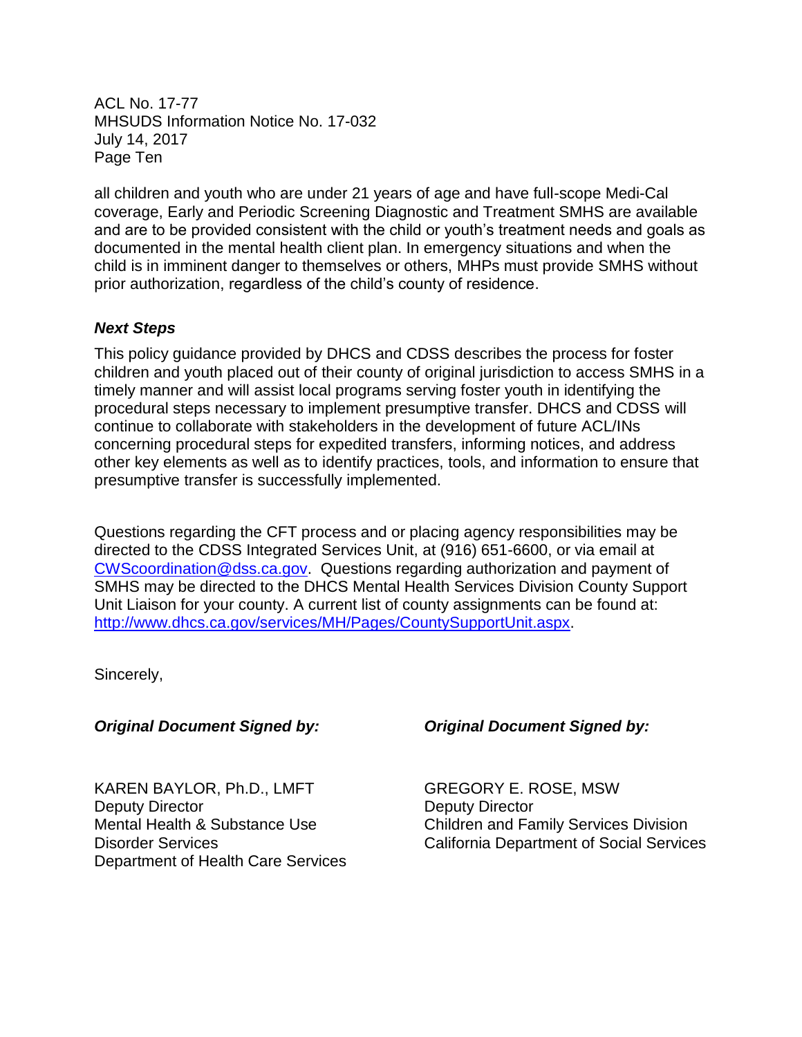all children and youth who are under 21 years of age and have full-scope Medi-Cal coverage, Early and Periodic Screening Diagnostic and Treatment SMHS are available and are to be provided consistent with the child or youth's treatment needs and goals as documented in the mental health client plan. In emergency situations and when the child is in imminent danger to themselves or others, MHPs must provide SMHS without prior authorization, regardless of the child's county of residence.

***Next Steps***

This policy guidance provided by DHCS and CDSS describes the process for foster children and youth placed out of their county of original jurisdiction to access SMHS in a timely manner and will assist local programs serving foster youth in identifying the procedural steps necessary to implement presumptive transfer. DHCS and CDSS will continue to collaborate with stakeholders in the development of future ACL/INs concerning procedural steps for expedited transfers, informing notices, and address other key elements as well as to identify practices, tools, and information to ensure that presumptive transfer is successfully implemented.

Questions regarding the CFT process and or placing agency responsibilities may be directed to the CDSS Integrated Services Unit, at (916) 651-6600, or via email at [CWScoordination@dss.ca.gov](mailto:CWScoordination@dss.ca.gov). Questions regarding authorization and payment of SMHS may be directed to the DHCS Mental Health Services Division County Support Unit Liaison for your county. A current list of county assignments can be found at: [http://www.dhcs.ca.gov/services/MH/Pages/CountySupportUnit.aspx](http://www.dhcs.ca.gov/services/MH/Pages/CountySupportUnit.aspx).

Sincerely,

***Original Document Signed by:***

KAREN BAYLOR, Ph.D., LMFT
Deputy Director
Mental Health & Substance Use Disorder Services
Department of Health Care Services

***Original Document Signed by:***

GREGORY E. ROSE, MSW
Deputy Director
Children and Family Services Division
California Department of Social Services